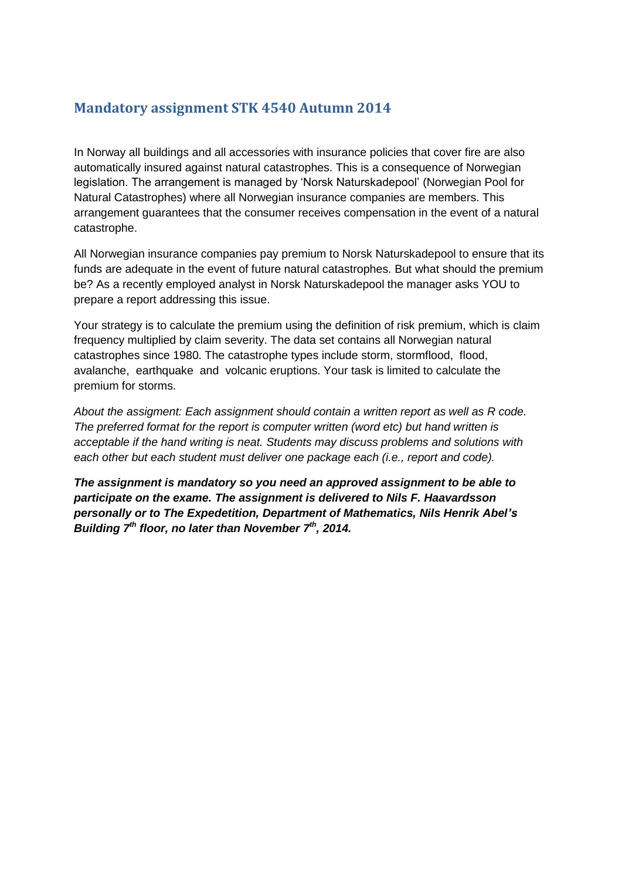## Mandatory assignment STK 4540 Autumn 2014

In Norway all buildings and all accessories with insurance policies that cover fire are also automatically insured against natural catastrophes. This is a consequence of Norwegian legislation. The arrangement is managed by 'Norsk Naturskadepool' (Norwegian Pool for Natural Catastrophes) where all Norwegian insurance companies are members. This arrangement guarantees that the consumer receives compensation in the event of a natural catastrophe.

All Norwegian insurance companies pay premium to Norsk Naturskadepool to ensure that its funds are adequate in the event of future natural catastrophes. But what should the premium be? As a recently employed analyst in Norsk Naturskadepool the manager asks YOU to prepare a report addressing this issue.

Your strategy is to calculate the premium using the definition of risk premium, which is claim frequency multiplied by claim severity. The data set contains all Norwegian natural catastrophes since 1980. The catastrophe types include storm, stormflood, flood, avalanche, earthquake and volcanic eruptions. Your task is limited to calculate the premium for storms.

*About the assigment: Each assignment should contain a written report as well as R code. The preferred format for the report is computer written (word etc) but hand written is acceptable if the hand writing is neat. Students may discuss problems and solutions with each other but each student must deliver one package each (i.e., report and code).*

***The assignment is mandatory so you need an approved assignment to be able to participate on the exame. The assignment is delivered to Nils F. Haavardsson personally or to The Expedetition, Department of Mathematics, Nils Henrik Abel's Building 7th floor, no later than November 7th, 2014.***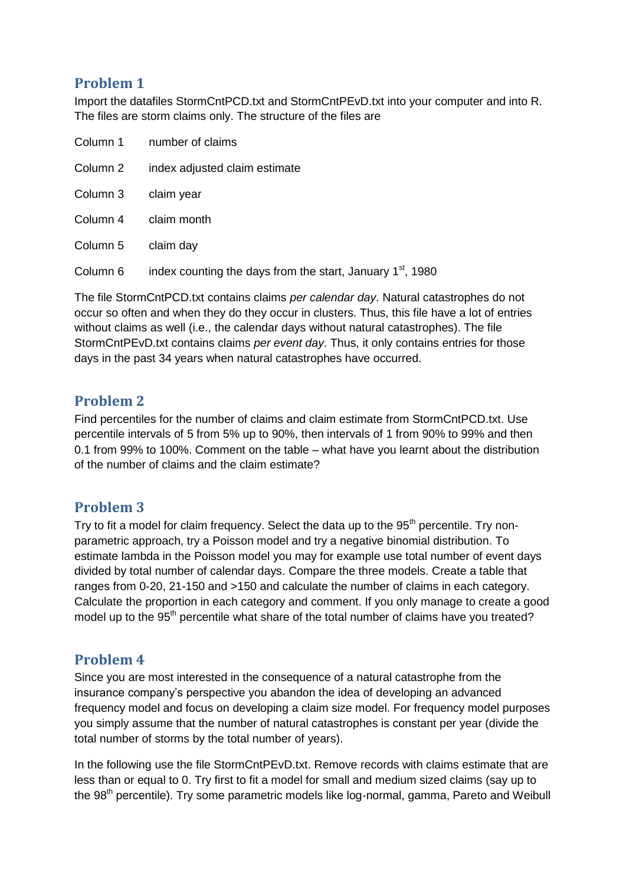## Problem 1

Import the datafiles StormCntPCD.txt and StormCntPEvD.txt into your computer and into R. The files are storm claims only. The structure of the files are

| | |
|---|---|
| Column 1 | number of claims |
| Column 2 | index adjusted claim estimate |
| Column 3 | claim year |
| Column 4 | claim month |
| Column 5 | claim day |
| Column 6 | index counting the days from the start, January 1$^{st}$, 1980 |

The file StormCntPCD.txt contains claims *per calendar day*. Natural catastrophes do not occur so often and when they do they occur in clusters. Thus, this file have a lot of entries without claims as well (i.e., the calendar days without natural catastrophes). The file StormCntPEvD.txt contains claims *per event day*. Thus, it only contains entries for those days in the past 34 years when natural catastrophes have occurred.

## Problem 2

Find percentiles for the number of claims and claim estimate from StormCntPCD.txt. Use percentile intervals of 5 from 5% up to 90%, then intervals of 1 from 90% to 99% and then 0.1 from 99% to 100%. Comment on the table – what have you learnt about the distribution of the number of claims and the claim estimate?

## Problem 3

Try to fit a model for claim frequency. Select the data up to the 95$^{th}$ percentile. Try non-parametric approach, try a Poisson model and try a negative binomial distribution. To estimate lambda in the Poisson model you may for example use total number of event days divided by total number of calendar days. Compare the three models. Create a table that ranges from 0-20, 21-150 and >150 and calculate the number of claims in each category. Calculate the proportion in each category and comment. If you only manage to create a good model up to the 95$^{th}$ percentile what share of the total number of claims have you treated?

## Problem 4

Since you are most interested in the consequence of a natural catastrophe from the insurance company's perspective you abandon the idea of developing an advanced frequency model and focus on developing a claim size model. For frequency model purposes you simply assume that the number of natural catastrophes is constant per year (divide the total number of storms by the total number of years).

In the following use the file StormCntPEvD.txt. Remove records with claims estimate that are less than or equal to 0. Try first to fit a model for small and medium sized claims (say up to the 98$^{th}$ percentile). Try some parametric models like log-normal, gamma, Pareto and Weibull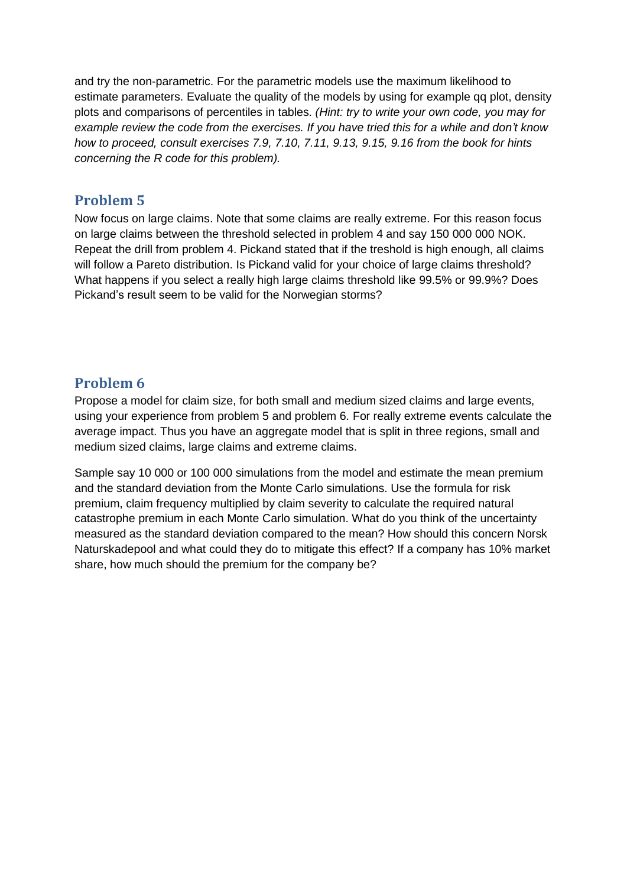and try the non-parametric. For the parametric models use the maximum likelihood to estimate parameters. Evaluate the quality of the models by using for example qq plot, density plots and comparisons of percentiles in tables. *(Hint: try to write your own code, you may for example review the code from the exercises. If you have tried this for a while and don't know how to proceed, consult exercises 7.9, 7.10, 7.11, 9.13, 9.15, 9.16 from the book for hints concerning the R code for this problem).*

## Problem 5

Now focus on large claims. Note that some claims are really extreme. For this reason focus on large claims between the threshold selected in problem 4 and say 150 000 000 NOK. Repeat the drill from problem 4. Pickand stated that if the treshold is high enough, all claims will follow a Pareto distribution. Is Pickand valid for your choice of large claims threshold? What happens if you select a really high large claims threshold like 99.5% or 99.9%? Does Pickand's result seem to be valid for the Norwegian storms?

## Problem 6

Propose a model for claim size, for both small and medium sized claims and large events, using your experience from problem 5 and problem 6. For really extreme events calculate the average impact. Thus you have an aggregate model that is split in three regions, small and medium sized claims, large claims and extreme claims.

Sample say 10 000 or 100 000 simulations from the model and estimate the mean premium and the standard deviation from the Monte Carlo simulations. Use the formula for risk premium, claim frequency multiplied by claim severity to calculate the required natural catastrophe premium in each Monte Carlo simulation. What do you think of the uncertainty measured as the standard deviation compared to the mean? How should this concern Norsk Naturskadepool and what could they do to mitigate this effect? If a company has 10% market share, how much should the premium for the company be?